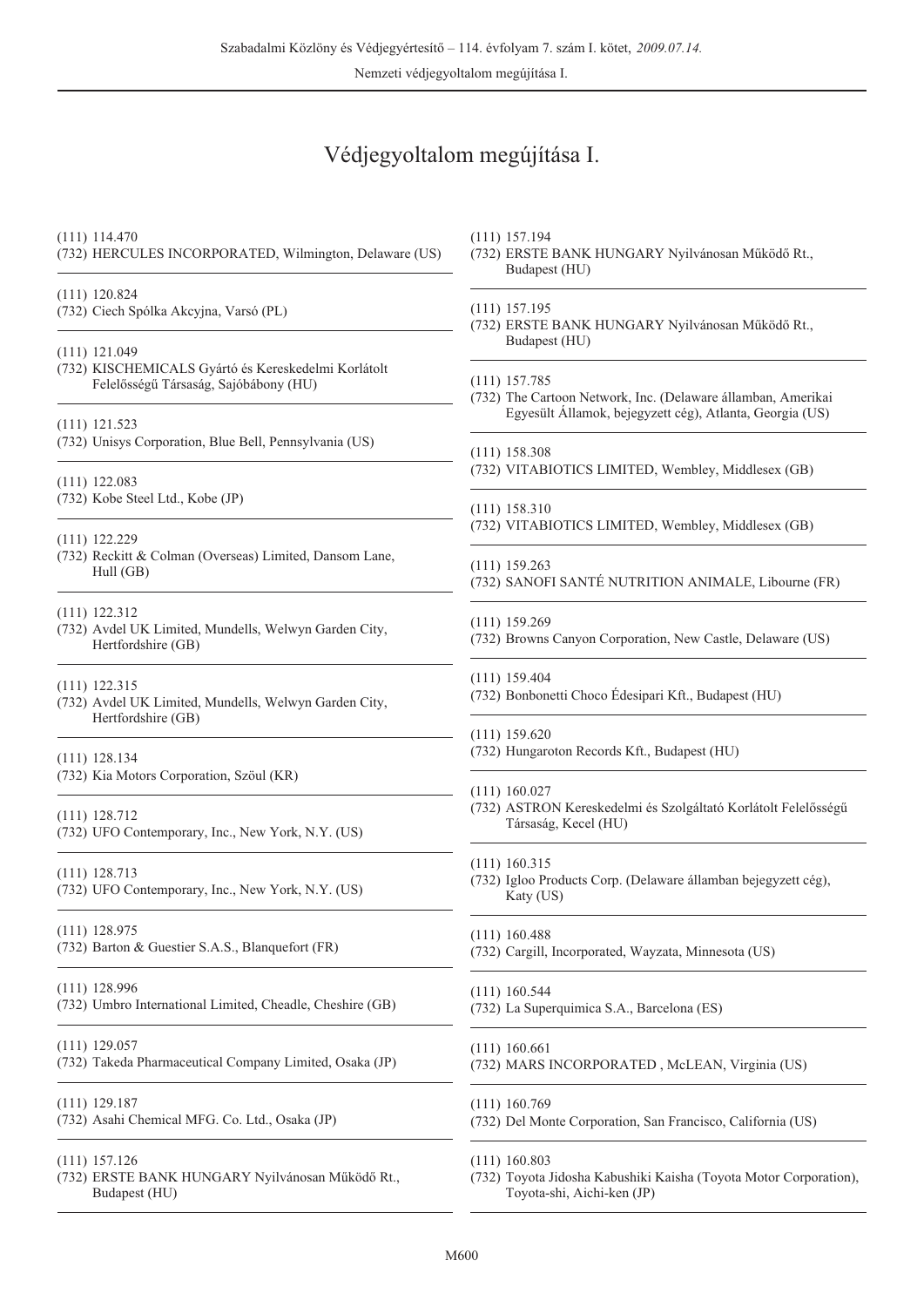# Védjegyoltalom megújítása I.

(111) 114.470
(732) HERCULES INCORPORATED, Wilmington, Delaware (US)

---

(111) 120.824
(732) Ciech Spólka Akcyjna, Varsó (PL)

---

(111) 121.049
(732) KISCHEMICALS Gyártó és Kereskedelmi Korlátolt Felelősségű Társaság, Sajóbábony (HU)

---

(111) 121.523
(732) Unisys Corporation, Blue Bell, Pennsylvania (US)

---

(111) 122.083
(732) Kobe Steel Ltd., Kobe (JP)

---

(111) 122.229
(732) Reckitt & Colman (Overseas) Limited, Dansom Lane, Hull (GB)

---

(111) 122.312
(732) Avdel UK Limited, Mundells, Welwyn Garden City, Hertfordshire (GB)

---

(111) 122.315
(732) Avdel UK Limited, Mundells, Welwyn Garden City, Hertfordshire (GB)

---

(111) 128.134
(732) Kia Motors Corporation, Szöul (KR)

---

(111) 128.712
(732) UFO Contemporary, Inc., New York, N.Y. (US)

---

(111) 128.713
(732) UFO Contemporary, Inc., New York, N.Y. (US)

---

(111) 128.975
(732) Barton & Guestier S.A.S., Blanquefort (FR)

---

(111) 128.996
(732) Umbro International Limited, Cheadle, Cheshire (GB)

---

(111) 129.057
(732) Takeda Pharmaceutical Company Limited, Osaka (JP)

---

(111) 129.187
(732) Asahi Chemical MFG. Co. Ltd., Osaka (JP)

---

(111) 157.126
(732) ERSTE BANK HUNGARY Nyilvánosan Működő Rt., Budapest (HU)

---

(111) 157.194
(732) ERSTE BANK HUNGARY Nyilvánosan Működő Rt., Budapest (HU)

---

(111) 157.195
(732) ERSTE BANK HUNGARY Nyilvánosan Működő Rt., Budapest (HU)

---

(111) 157.785
(732) The Cartoon Network, Inc. (Delaware államban, Amerikai Egyesült Államok, bejegyzett cég), Atlanta, Georgia (US)

---

(111) 158.308
(732) VITABIOTICS LIMITED, Wembley, Middlesex (GB)

---

(111) 158.310
(732) VITABIOTICS LIMITED, Wembley, Middlesex (GB)

---

(111) 159.263
(732) SANOFI SANTÉ NUTRITION ANIMALE, Libourne (FR)

---

(111) 159.269
(732) Browns Canyon Corporation, New Castle, Delaware (US)

---

(111) 159.404
(732) Bonbonetti Choco Édesipari Kft., Budapest (HU)

---

(111) 159.620
(732) Hungaroton Records Kft., Budapest (HU)

---

(111) 160.027
(732) ASTRON Kereskedelmi és Szolgáltató Korlátolt Felelősségű Társaság, Kecel (HU)

---

(111) 160.315
(732) Igloo Products Corp. (Delaware államban bejegyzett cég), Katy (US)

---

(111) 160.488
(732) Cargill, Incorporated, Wayzata, Minnesota (US)

---

(111) 160.544
(732) La Superquimica S.A., Barcelona (ES)

---

(111) 160.661
(732) MARS INCORPORATED , McLEAN, Virginia (US)

---

(111) 160.769
(732) Del Monte Corporation, San Francisco, California (US)

---

(111) 160.803
(732) Toyota Jidosha Kabushiki Kaisha (Toyota Motor Corporation), Toyota-shi, Aichi-ken (JP)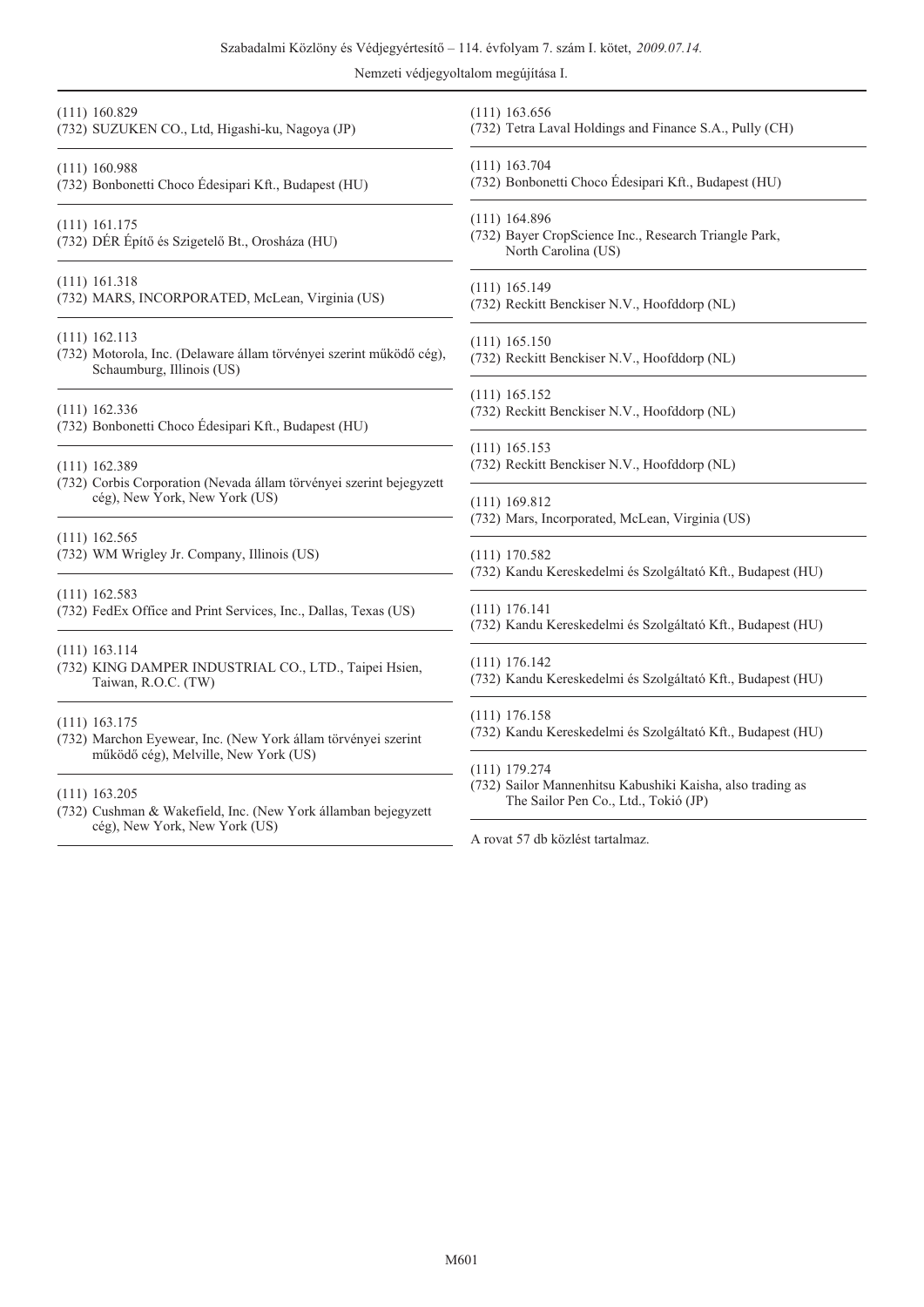(111) 160.829
(732) SUZUKEN CO., Ltd, Higashi-ku, Nagoya (JP)

(111) 160.988
(732) Bonbonetti Choco Édesipari Kft., Budapest (HU)

(111) 161.175
(732) DÉR Építő és Szigetelő Bt., Orosháza (HU)

(111) 161.318
(732) MARS, INCORPORATED, McLean, Virginia (US)

(111) 162.113
(732) Motorola, Inc. (Delaware állam törvényei szerint működő cég), Schaumburg, Illinois (US)

(111) 162.336
(732) Bonbonetti Choco Édesipari Kft., Budapest (HU)

(111) 162.389
(732) Corbis Corporation (Nevada állam törvényei szerint bejegyzett cég), New York, New York (US)

(111) 162.565
(732) WM Wrigley Jr. Company, Illinois (US)

(111) 162.583
(732) FedEx Office and Print Services, Inc., Dallas, Texas (US)

(111) 163.114
(732) KING DAMPER INDUSTRIAL CO., LTD., Taipei Hsien, Taiwan, R.O.C. (TW)

(111) 163.175
(732) Marchon Eyewear, Inc. (New York állam törvényei szerint működő cég), Melville, New York (US)

(111) 163.205
(732) Cushman & Wakefield, Inc. (New York államban bejegyzett cég), New York, New York (US)

(111) 163.656
(732) Tetra Laval Holdings and Finance S.A., Pully (CH)

(111) 163.704
(732) Bonbonetti Choco Édesipari Kft., Budapest (HU)

(111) 164.896
(732) Bayer CropScience Inc., Research Triangle Park, North Carolina (US)

(111) 165.149
(732) Reckitt Benckiser N.V., Hoofddorp (NL)

(111) 165.150
(732) Reckitt Benckiser N.V., Hoofddorp (NL)

(111) 165.152
(732) Reckitt Benckiser N.V., Hoofddorp (NL)

(111) 165.153
(732) Reckitt Benckiser N.V., Hoofddorp (NL)

(111) 169.812
(732) Mars, Incorporated, McLean, Virginia (US)

(111) 170.582
(732) Kandu Kereskedelmi és Szolgáltató Kft., Budapest (HU)

(111) 176.141
(732) Kandu Kereskedelmi és Szolgáltató Kft., Budapest (HU)

(111) 176.142
(732) Kandu Kereskedelmi és Szolgáltató Kft., Budapest (HU)

(111) 176.158
(732) Kandu Kereskedelmi és Szolgáltató Kft., Budapest (HU)

(111) 179.274
(732) Sailor Mannenhitsu Kabushiki Kaisha, also trading as The Sailor Pen Co., Ltd., Tokió (JP)

A rovat 57 db közlést tartalmaz.